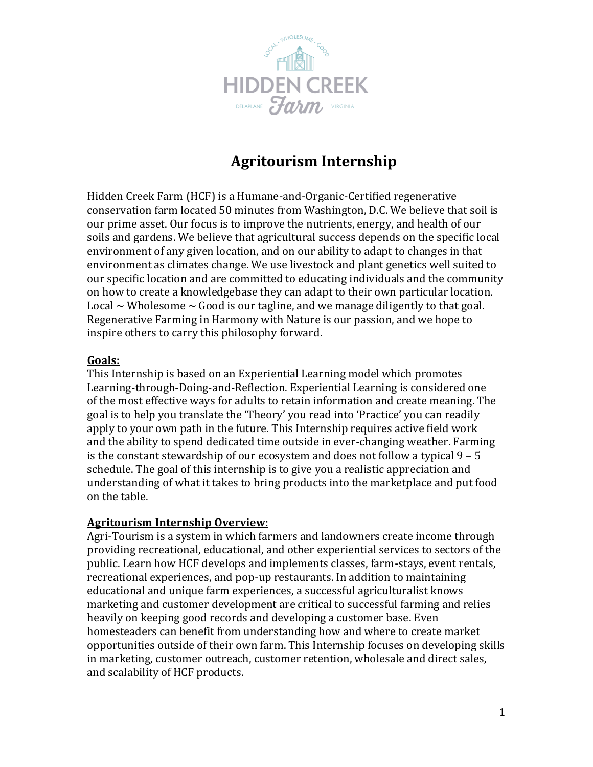# Agritourism Internship

Hidden Creek Farm (HCF) is a Humane-and-Organic-Certified regenerative conservation farm located 50 minutes from Washington, D.C. We believe that soil is our prime asset. Our focus is to improve the nutrients, energy, and health of our soils and gardens. We believe that agricultural success depends on the specific local environment of any given location, and on our ability to adapt to changes in that environment as climates change. We use livestock and plant genetics well suited to our specific location and are committed to educating individuals and the community on how to create a knowledgebase they can adapt to their own particular location. Local ~ Wholesome ~ Good is our tagline, and we manage diligently to that goal. Regenerative Farming in Harmony with Nature is our passion, and we hope to inspire others to carry this philosophy forward.

**Goals:**

This Internship is based on an Experiential Learning model which promotes Learning-through-Doing-and-Reflection. Experiential Learning is considered one of the most effective ways for adults to retain information and create meaning. The goal is to help you translate the 'Theory' you read into 'Practice' you can readily apply to your own path in the future. This Internship requires active field work and the ability to spend dedicated time outside in ever-changing weather. Farming is the constant stewardship of our ecosystem and does not follow a typical 9 – 5 schedule. The goal of this internship is to give you a realistic appreciation and understanding of what it takes to bring products into the marketplace and put food on the table.

**Agritourism Internship Overview:**

Agri-Tourism is a system in which farmers and landowners create income through providing recreational, educational, and other experiential services to sectors of the public. Learn how HCF develops and implements classes, farm-stays, event rentals, recreational experiences, and pop-up restaurants. In addition to maintaining educational and unique farm experiences, a successful agriculturalist knows marketing and customer development are critical to successful farming and relies heavily on keeping good records and developing a customer base. Even homesteaders can benefit from understanding how and where to create market opportunities outside of their own farm. This Internship focuses on developing skills in marketing, customer outreach, customer retention, wholesale and direct sales, and scalability of HCF products.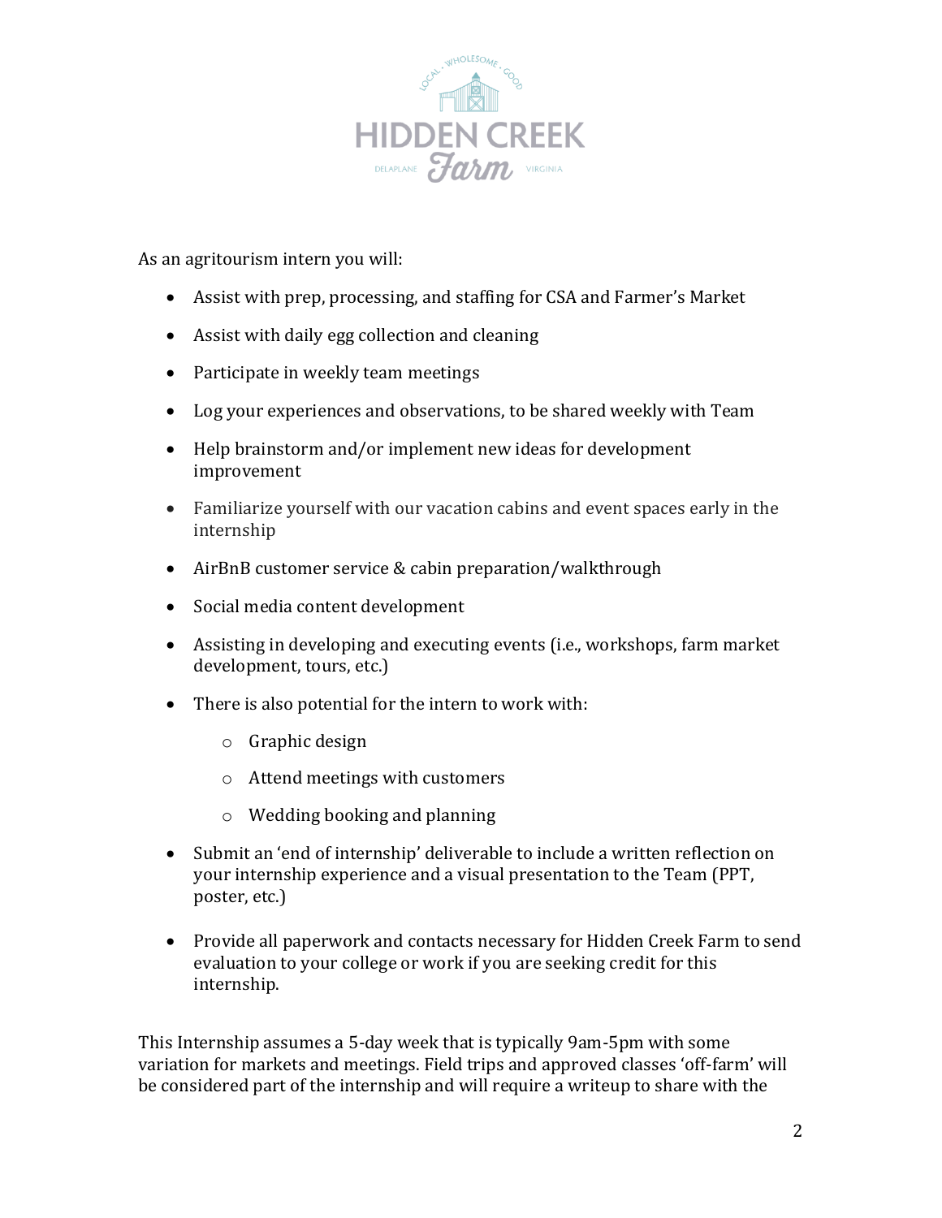As an agritourism intern you will:

- Assist with prep, processing, and staffing for CSA and Farmer's Market
- Assist with daily egg collection and cleaning
- Participate in weekly team meetings
- Log your experiences and observations, to be shared weekly with Team
- Help brainstorm and/or implement new ideas for development improvement
- Familiarize yourself with our vacation cabins and event spaces early in the internship
- AirBnB customer service & cabin preparation/walkthrough
- Social media content development
- Assisting in developing and executing events (i.e., workshops, farm market development, tours, etc.)
- There is also potential for the intern to work with:
    - Graphic design
    - Attend meetings with customers
    - Wedding booking and planning
- Submit an 'end of internship' deliverable to include a written reflection on your internship experience and a visual presentation to the Team (PPT, poster, etc.)
- Provide all paperwork and contacts necessary for Hidden Creek Farm to send evaluation to your college or work if you are seeking credit for this internship.

This Internship assumes a 5-day week that is typically 9am-5pm with some variation for markets and meetings. Field trips and approved classes 'off-farm' will be considered part of the internship and will require a writeup to share with the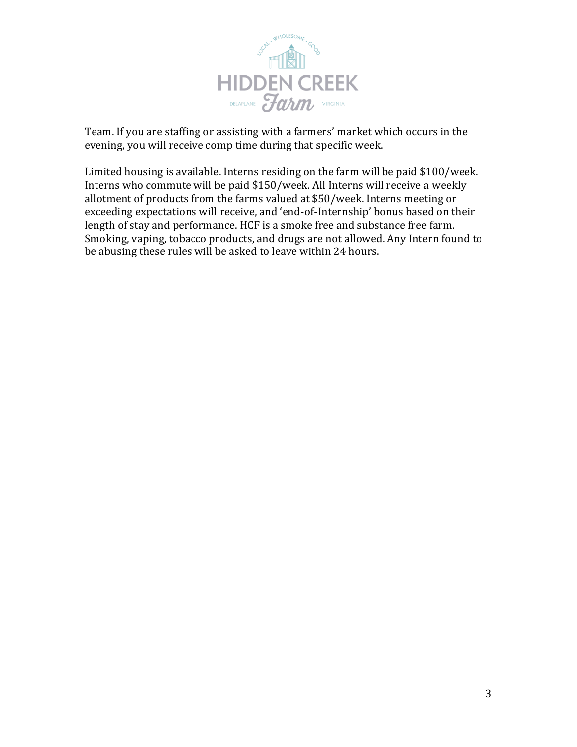Team. If you are staffing or assisting with a farmers' market which occurs in the evening, you will receive comp time during that specific week.

Limited housing is available. Interns residing on the farm will be paid $100/week. Interns who commute will be paid $150/week. All Interns will receive a weekly allotment of products from the farms valued at $50/week. Interns meeting or exceeding expectations will receive, and 'end-of-Internship' bonus based on their length of stay and performance. HCF is a smoke free and substance free farm. Smoking, vaping, tobacco products, and drugs are not allowed. Any Intern found to be abusing these rules will be asked to leave within 24 hours.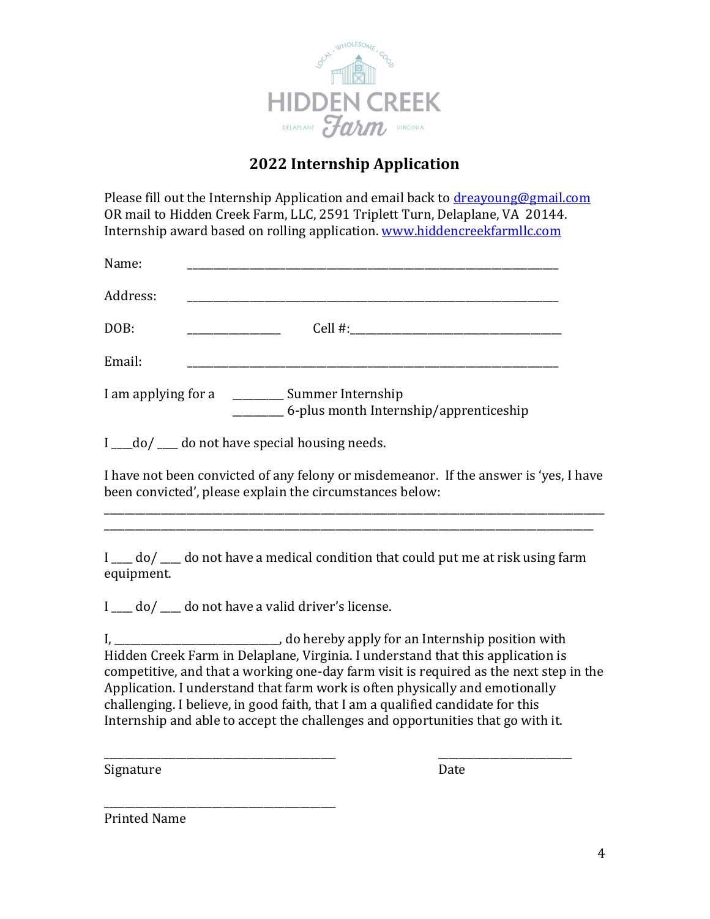HIDDEN CREEK Farm

LOCAL · WHOLESOME · GOOD

DELAPLANE VIRGINIA

## 2022 Internship Application

Please fill out the Internship Application and email back to dreayoung@gmail.com OR mail to Hidden Creek Farm, LLC, 2591 Triplett Turn, Delaplane, VA 20144. Internship award based on rolling application. www.hiddencreekfarmllc.com

Name: ______________________________________________________________________

Address: ______________________________________________________________________

DOB: _______________ Cell #:_____________________________________

Email: ______________________________________________________________________

I am applying for a ________ Summer Internship
________ 6-plus month Internship/apprenticeship

I ___do/ ___ do not have special housing needs.

I have not been convicted of any felony or misdemeanor. If the answer is 'yes, I have been convicted', please explain the circumstances below:

________________________________________________________________________________________

________________________________________________________________________________________

I ___ do/ ___ do not have a medical condition that could put me at risk using farm equipment.

I ___ do/ ___ do not have a valid driver's license.

I, ____________________________, do hereby apply for an Internship position with Hidden Creek Farm in Delaplane, Virginia. I understand that this application is competitive, and that a working one-day farm visit is required as the next step in the Application. I understand that farm work is often physically and emotionally challenging. I believe, in good faith, that I am a qualified candidate for this Internship and able to accept the challenges and opportunities that go with it.

________________________________________ ______________________

Signature Date

________________________________________

Printed Name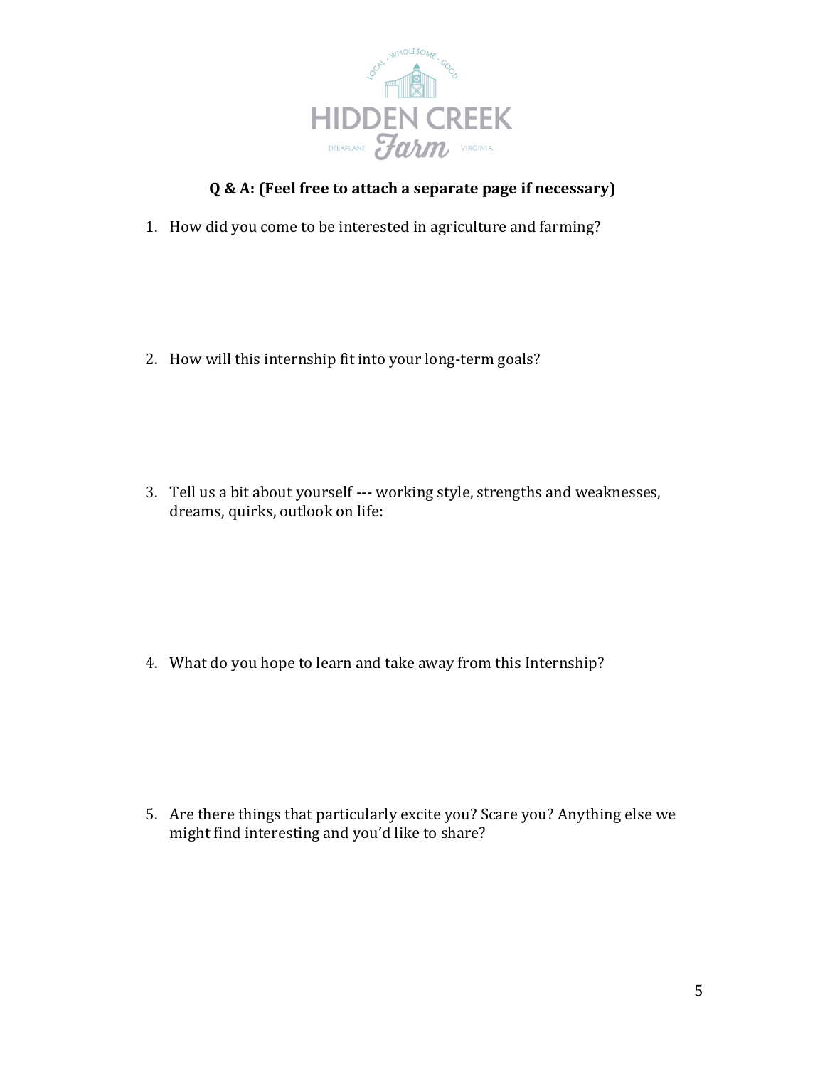HIDDEN CREEK Farm

LOCAL · WHOLESOME · GOOD

DELAPLANE VIRGINIA

**Q & A: (Feel free to attach a separate page if necessary)**

1. How did you come to be interested in agriculture and farming?

2. How will this internship fit into your long-term goals?

3. Tell us a bit about yourself --- working style, strengths and weaknesses, dreams, quirks, outlook on life:

4. What do you hope to learn and take away from this Internship?

5. Are there things that particularly excite you? Scare you? Anything else we might find interesting and you'd like to share?